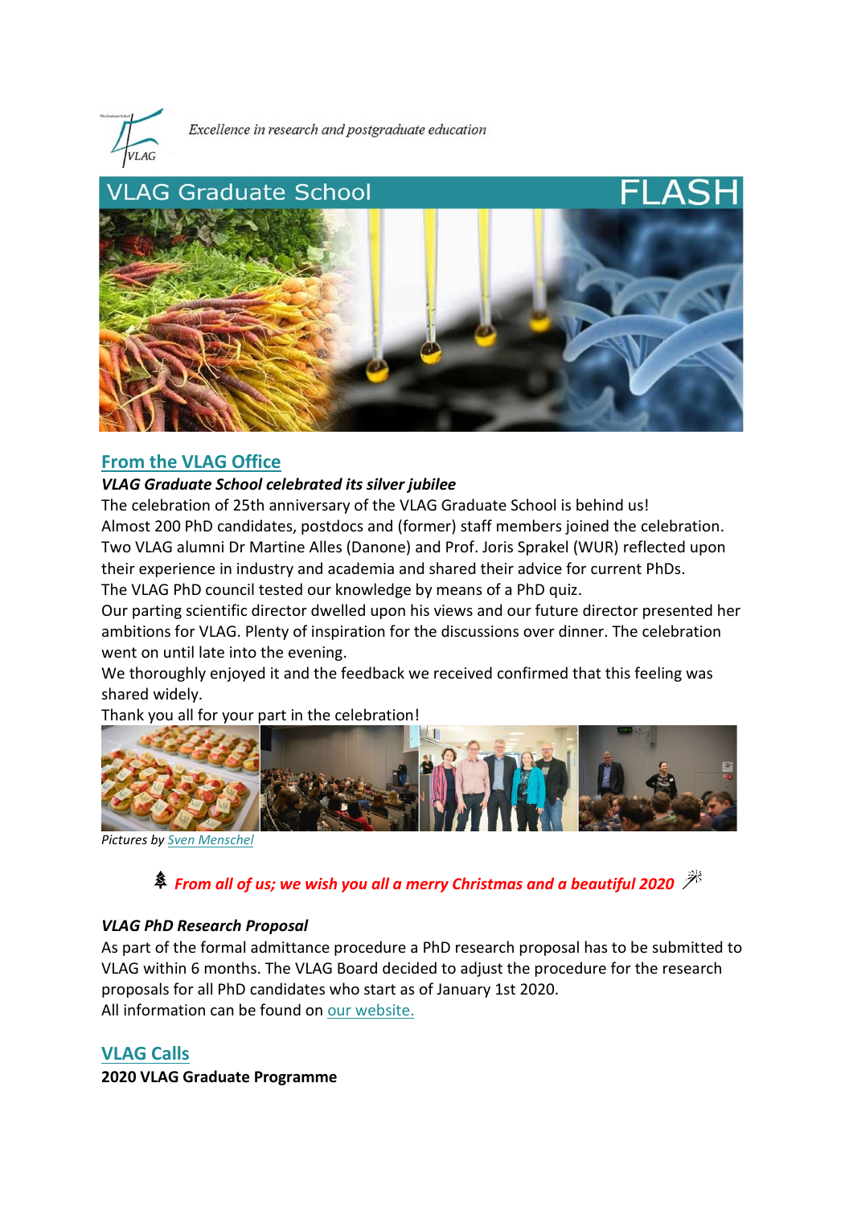Excellence in research and postgraduate education

VLAG Graduate School FLASH

## From the VLAG Office

***VLAG Graduate School celebrated its silver jubilee***

The celebration of 25th anniversary of the VLAG Graduate School is behind us!
Almost 200 PhD candidates, postdocs and (former) staff members joined the celebration.
Two VLAG alumni Dr Martine Alles (Danone) and Prof. Joris Sprakel (WUR) reflected upon their experience in industry and academia and shared their advice for current PhDs.
The VLAG PhD council tested our knowledge by means of a PhD quiz.
Our parting scientific director dwelled upon his views and our future director presented her ambitions for VLAG. Plenty of inspiration for the discussions over dinner. The celebration went on until late into the evening.
We thoroughly enjoyed it and the feedback we received confirmed that this feeling was shared widely.
Thank you all for your part in the celebration!

*Pictures by Sven Menschel*

🎄 ***From all of us; we wish you all a merry Christmas and a beautiful 2020*** 🎆

***VLAG PhD Research Proposal***

As part of the formal admittance procedure a PhD research proposal has to be submitted to VLAG within 6 months. The VLAG Board decided to adjust the procedure for the research proposals for all PhD candidates who start as of January 1st 2020.
All information can be found on our website.

## VLAG Calls

**2020 VLAG Graduate Programme**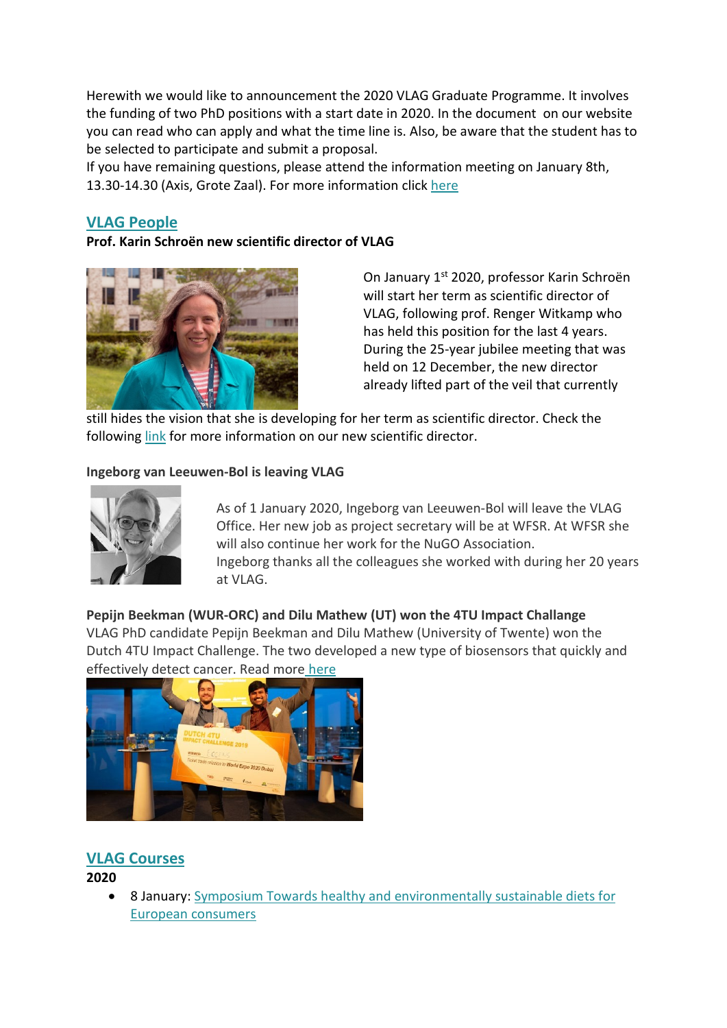Herewith we would like to announcement the 2020 VLAG Graduate Programme. It involves the funding of two PhD positions with a start date in 2020. In the document on our website you can read who can apply and what the time line is. Also, be aware that the student has to be selected to participate and submit a proposal.
If you have remaining questions, please attend the information meeting on January 8th, 13.30-14.30 (Axis, Grote Zaal). For more information click here

## VLAG People

**Prof. Karin Schroën new scientific director of VLAG**

On January 1st 2020, professor Karin Schroën will start her term as scientific director of VLAG, following prof. Renger Witkamp who has held this position for the last 4 years. During the 25-year jubilee meeting that was held on 12 December, the new director already lifted part of the veil that currently still hides the vision that she is developing for her term as scientific director. Check the following link for more information on our new scientific director.

**Ingeborg van Leeuwen-Bol is leaving VLAG**

As of 1 January 2020, Ingeborg van Leeuwen-Bol will leave the VLAG Office. Her new job as project secretary will be at WFSR. At WFSR she will also continue her work for the NuGO Association.
Ingeborg thanks all the colleagues she worked with during her 20 years at VLAG.

**Pepijn Beekman (WUR-ORC) and Dilu Mathew (UT) won the 4TU Impact Challange**
VLAG PhD candidate Pepijn Beekman and Dilu Mathew (University of Twente) won the Dutch 4TU Impact Challenge. The two developed a new type of biosensors that quickly and effectively detect cancer. Read more here

## VLAG Courses

**2020**

- 8 January: Symposium Towards healthy and environmentally sustainable diets for European consumers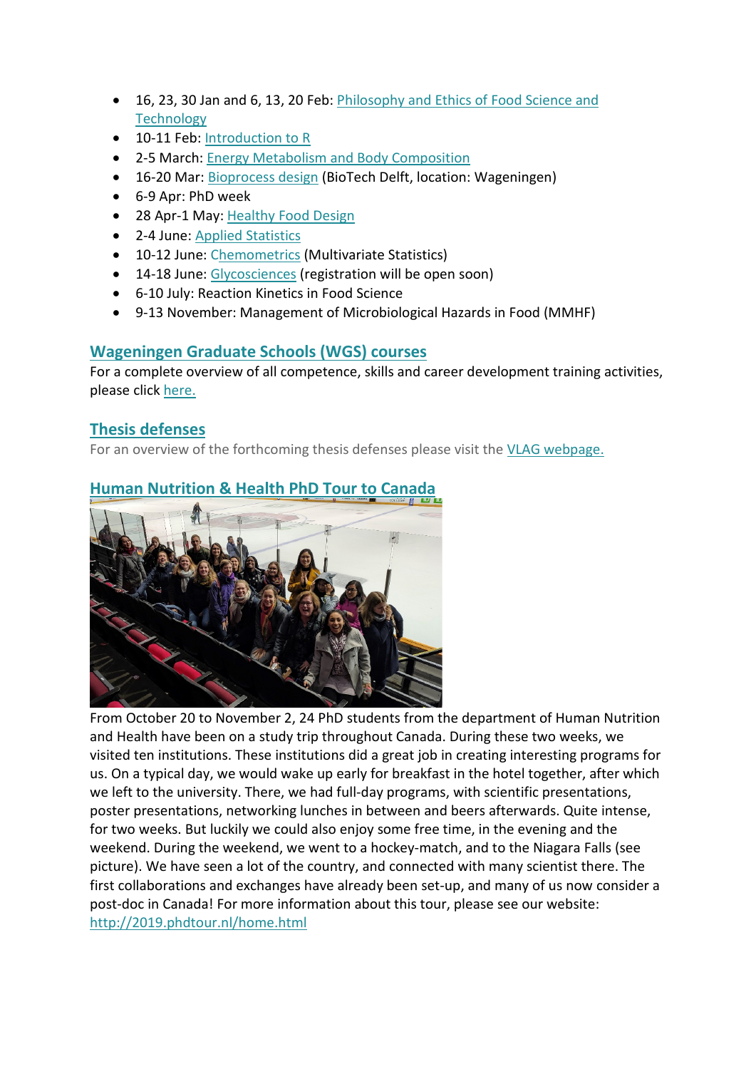- 16, 23, 30 Jan and 6, 13, 20 Feb: Philosophy and Ethics of Food Science and Technology
- 10-11 Feb: Introduction to R
- 2-5 March: Energy Metabolism and Body Composition
- 16-20 Mar: Bioprocess design (BioTech Delft, location: Wageningen)
- 6-9 Apr: PhD week
- 28 Apr-1 May: Healthy Food Design
- 2-4 June: Applied Statistics
- 10-12 June: Chemometrics (Multivariate Statistics)
- 14-18 June: Glycosciences (registration will be open soon)
- 6-10 July: Reaction Kinetics in Food Science
- 9-13 November: Management of Microbiological Hazards in Food (MMHF)

## Wageningen Graduate Schools (WGS) courses

For a complete overview of all competence, skills and career development training activities, please click here.

## Thesis defenses

For an overview of the forthcoming thesis defenses please visit the VLAG webpage.

## Human Nutrition & Health PhD Tour to Canada

From October 20 to November 2, 24 PhD students from the department of Human Nutrition and Health have been on a study trip throughout Canada. During these two weeks, we visited ten institutions. These institutions did a great job in creating interesting programs for us. On a typical day, we would wake up early for breakfast in the hotel together, after which we left to the university. There, we had full-day programs, with scientific presentations, poster presentations, networking lunches in between and beers afterwards. Quite intense, for two weeks. But luckily we could also enjoy some free time, in the evening and the weekend. During the weekend, we went to a hockey-match, and to the Niagara Falls (see picture). We have seen a lot of the country, and connected with many scientist there. The first collaborations and exchanges have already been set-up, and many of us now consider a post-doc in Canada! For more information about this tour, please see our website: http://2019.phdtour.nl/home.html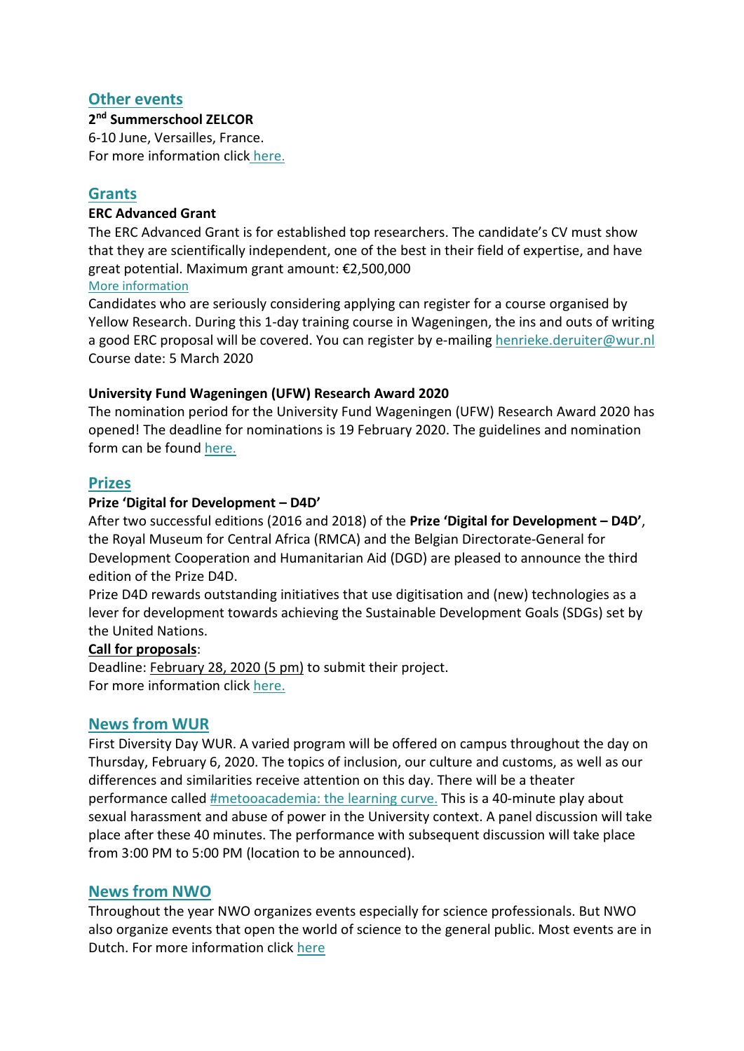## Other events

**2nd Summerschool ZELCOR**
6-10 June, Versailles, France.
For more information click here.

## Grants

**ERC Advanced Grant**
The ERC Advanced Grant is for established top researchers. The candidate's CV must show that they are scientifically independent, one of the best in their field of expertise, and have great potential. Maximum grant amount: €2,500,000
More information
Candidates who are seriously considering applying can register for a course organised by Yellow Research. During this 1-day training course in Wageningen, the ins and outs of writing a good ERC proposal will be covered. You can register by e-mailing henrieke.deruiter@wur.nl
Course date: 5 March 2020

**University Fund Wageningen (UFW) Research Award 2020**
The nomination period for the University Fund Wageningen (UFW) Research Award 2020 has opened! The deadline for nominations is 19 February 2020. The guidelines and nomination form can be found here.

## Prizes

**Prize 'Digital for Development – D4D'**
After two successful editions (2016 and 2018) of the **Prize 'Digital for Development – D4D'**, the Royal Museum for Central Africa (RMCA) and the Belgian Directorate-General for Development Cooperation and Humanitarian Aid (DGD) are pleased to announce the third edition of the Prize D4D.
Prize D4D rewards outstanding initiatives that use digitisation and (new) technologies as a lever for development towards achieving the Sustainable Development Goals (SDGs) set by the United Nations.
**Call for proposals**:
Deadline: February 28, 2020 (5 pm) to submit their project.
For more information click here.

## News from WUR

First Diversity Day WUR. A varied program will be offered on campus throughout the day on Thursday, February 6, 2020. The topics of inclusion, our culture and customs, as well as our differences and similarities receive attention on this day. There will be a theater performance called #metooacademia: the learning curve. This is a 40-minute play about sexual harassment and abuse of power in the University context. A panel discussion will take place after these 40 minutes. The performance with subsequent discussion will take place from 3:00 PM to 5:00 PM (location to be announced).

## News from NWO

Throughout the year NWO organizes events especially for science professionals. But NWO also organize events that open the world of science to the general public. Most events are in Dutch. For more information click here